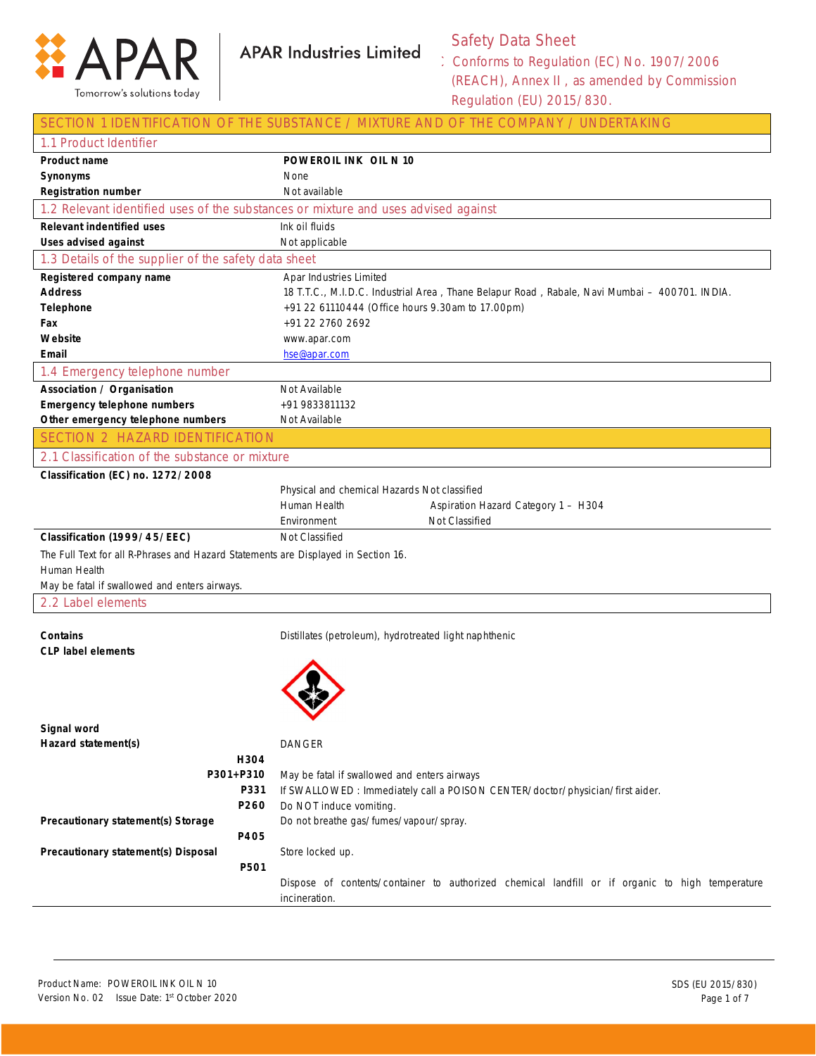APAR Industries Limited

Tomorrow's solutions today

# Safety Data Sheet

: Conforms to Regulation (EC) No. 1907/2006 (REACH), Annex II , as amended by Commission Regulation (EU) 2015/830.

## SECTION 1 IDENTIFICATION OF THE SUBSTANCE / MIXTURE AND OF THE COMPANY / UNDERTAKING

### 1.1 Product Identifier

| | |
|---|---|
| **Product name** | **POWEROIL INK OIL N 10** |
| **Synonyms** | None |
| **Registration number** | Not available |

### 1.2 Relevant identified uses of the substances or mixture and uses advised against

| | |
|---|---|
| **Relevant indentified uses** | Ink oil fluids |
| **Uses advised against** | Not applicable |

### 1.3 Details of the supplier of the safety data sheet

| | |
|---|---|
| **Registered company name** | Apar Industries Limited |
| **Address** | 18 T.T.C., M.I.D.C. Industrial Area , Thane Belapur Road , Rabale, Navi Mumbai – 400701. INDIA. |
| **Telephone** | +91 22 61110444 (Office hours 9.30am to 17.00pm) |
| **Fax** | +91 22 2760 2692 |
| **Website** | www.apar.com |
| **Email** | hse@apar.com |

### 1.4 Emergency telephone number

| | |
|---|---|
| **Association / Organisation** | Not Available |
| **Emergency telephone numbers** | +91 9833811132 |
| **Other emergency telephone numbers** | Not Available |

## SECTION 2 HAZARD IDENTIFICATION

### 2.1 Classification of the substance or mixture

**Classification (EC) no. 1272/2008**

| | |
|---|---|
| Physical and chemical Hazards | Not classified |
| Human Health | Aspiration Hazard Category 1 – H304 |
| Environment | Not Classified |

**Classification (1999/45/EEC)** Not Classified

The Full Text for all R-Phrases and Hazard Statements are Displayed in Section 16.

Human Health

May be fatal if swallowed and enters airways.

### 2.2 Label elements

**Contains** Distillates (petroleum), hydrotreated light naphthenic

**CLP label elements**

**Signal word** DANGER

**Hazard statement(s)**

| | |
|---|---|
| **H304** | May be fatal if swallowed and enters airways |
| **P301+P310** | If SWALLOWED : Immediately call a POISON CENTER/doctor/physician/first aider. |
| **P331** | Do NOT induce vomiting. |
| **P260** | Do not breathe gas/fumes/vapour/spray. |

**Precautionary statement(s) Storage**

| | |
|---|---|
| **P405** | Store locked up. |

**Precautionary statement(s) Disposal**

| | |
|---|---|
| **P501** | Dispose of contents/container to authorized chemical landfill or if organic to high temperature incineration. |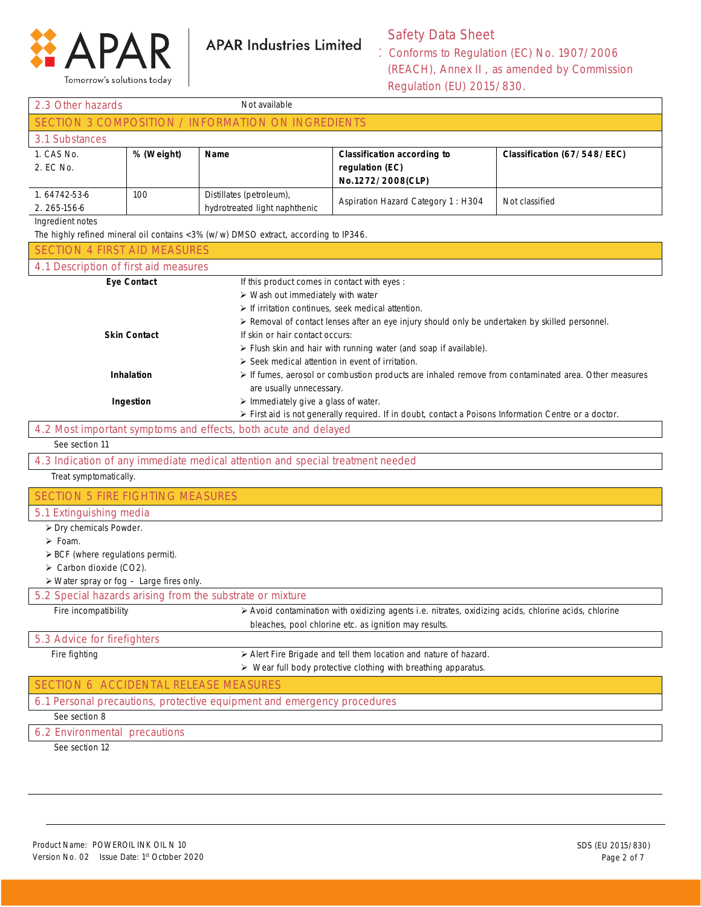| 2.3 Other hazards | Not available |
|---|---|

## SECTION 3 COMPOSITION / INFORMATION ON INGREDIENTS

### 3.1 Substances

| 1. CAS No.<br>2. EC No. | % (Weight) | Name | Classification according to regulation (EC) No.1272/2008(CLP) | Classification (67/548/EEC) |
|---|---|---|---|---|
| 1. 64742-53-6<br>2. 265-156-6 | 100 | Distillates (petroleum), hydrotreated light naphthenic | Aspiration Hazard Category 1 : H304 | Not classified |

Ingredient notes

The highly refined mineral oil contains <3% (w/w) DMSO extract, according to IP346.

## SECTION 4 FIRST AID MEASURES

### 4.1 Description of first aid measures

**Eye Contact**

If this product comes in contact with eyes :
- Wash out immediately with water
- If irritation continues, seek medical attention.
- Removal of contact lenses after an eye injury should only be undertaken by skilled personnel.

**Skin Contact**

If skin or hair contact occurs:
- Flush skin and hair with running water (and soap if available).
- Seek medical attention in event of irritation.

**Inhalation**

- If fumes, aerosol or combustion products are inhaled remove from contaminated area. Other measures are usually unnecessary.

**Ingestion**

- Immediately give a glass of water.
- First aid is not generally required. If in doubt, contact a Poisons Information Centre or a doctor.

### 4.2 Most important symptoms and effects, both acute and delayed

See section 11

### 4.3 Indication of any immediate medical attention and special treatment needed

Treat symptomatically.

## SECTION 5 FIRE FIGHTING MEASURES

### 5.1 Extinguishing media

- Dry chemicals Powder.
- Foam.
- BCF (where regulations permit).
- Carbon dioxide ($CO_2$).
- Water spray or fog – Large fires only.

### 5.2 Special hazards arising from the substrate or mixture

Fire incompatibility
- Avoid contamination with oxidizing agents i.e. nitrates, oxidizing acids, chlorine acids, chlorine bleaches, pool chlorine etc. as ignition may results.

### 5.3 Advice for firefighters

Fire fighting
- Alert Fire Brigade and tell them location and nature of hazard.
- Wear full body protective clothing with breathing apparatus.

## SECTION 6 ACCIDENTAL RELEASE MEASURES

### 6.1 Personal precautions, protective equipment and emergency procedures

See section 8

### 6.2 Environmental precautions

See section 12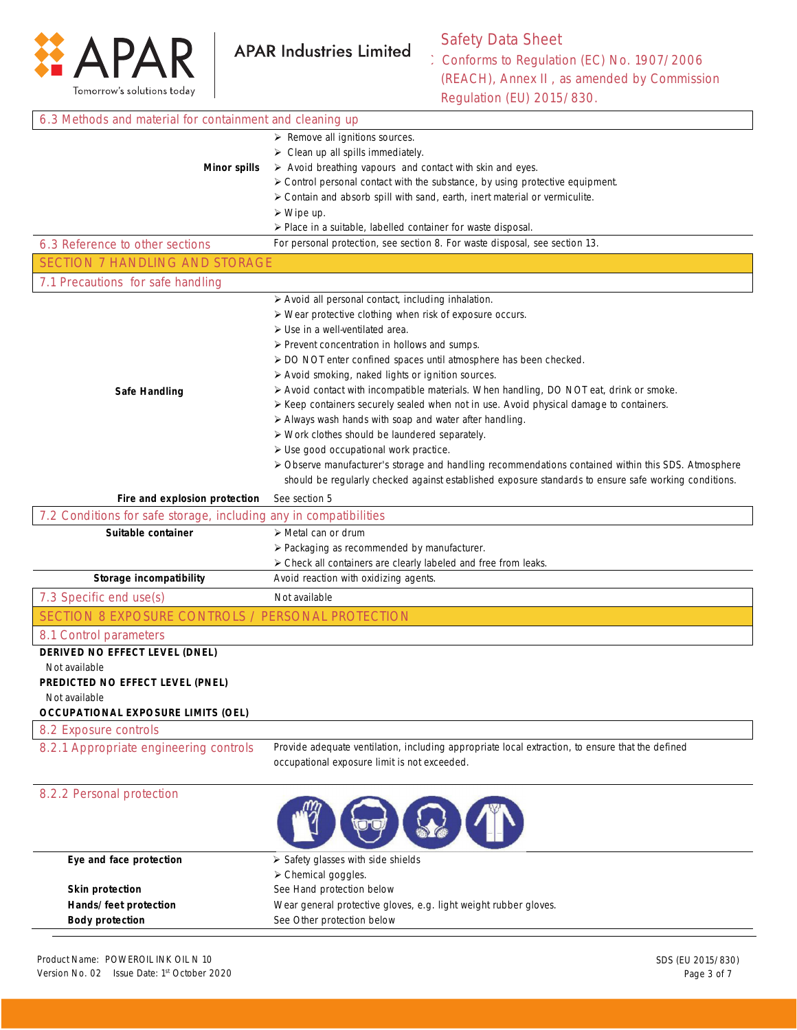## 6.3 Methods and material for containment and cleaning up

**Minor spills**

- Remove all ignitions sources.
- Clean up all spills immediately.
- Avoid breathing vapours and contact with skin and eyes.
- Control personal contact with the substance, by using protective equipment.
- Contain and absorb spill with sand, earth, inert material or vermiculite.
- Wipe up.
- Place in a suitable, labelled container for waste disposal.

## 6.3 Reference to other sections

For personal protection, see section 8. For waste disposal, see section 13.

# SECTION 7 HANDLING AND STORAGE

## 7.1 Precautions for safe handling

**Safe Handling**

- Avoid all personal contact, including inhalation.
- Wear protective clothing when risk of exposure occurs.
- Use in a well-ventilated area.
- Prevent concentration in hollows and sumps.
- DO NOT enter confined spaces until atmosphere has been checked.
- Avoid smoking, naked lights or ignition sources.
- Avoid contact with incompatible materials. When handling, DO NOT eat, drink or smoke.
- Keep containers securely sealed when not in use. Avoid physical damage to containers.
- Always wash hands with soap and water after handling.
- Work clothes should be laundered separately.
- Use good occupational work practice.
- Observe manufacturer's storage and handling recommendations contained within this SDS. Atmosphere should be regularly checked against established exposure standards to ensure safe working conditions.

**Fire and explosion protection**: See section 5

## 7.2 Conditions for safe storage, including any in compatibilities

**Suitable container**

- Metal can or drum
- Packaging as recommended by manufacturer.
- Check all containers are clearly labeled and free from leaks.

**Storage incompatibility**: Avoid reaction with oxidizing agents.

## 7.3 Specific end use(s)

Not available

# SECTION 8 EXPOSURE CONTROLS / PERSONAL PROTECTION

## 8.1 Control parameters

**DERIVED NO EFFECT LEVEL (DNEL)**

Not available

**PREDICTED NO EFFECT LEVEL (PNEL)**

Not available

**OCCUPATIONAL EXPOSURE LIMITS (OEL)**

## 8.2 Exposure controls

### 8.2.1 Appropriate engineering controls

Provide adequate ventilation, including appropriate local extraction, to ensure that the defined occupational exposure limit is not exceeded.

### 8.2.2 Personal protection

**Eye and face protection**

- Safety glasses with side shields
- Chemical goggles.

**Skin protection**: See Hand protection below

**Hands/ feet protection**: Wear general protective gloves, e.g. light weight rubber gloves.

**Body protection**: See Other protection below

Product Name: POWEROIL INK OIL N 10
Version No. 02 Issue Date: 1st October 2020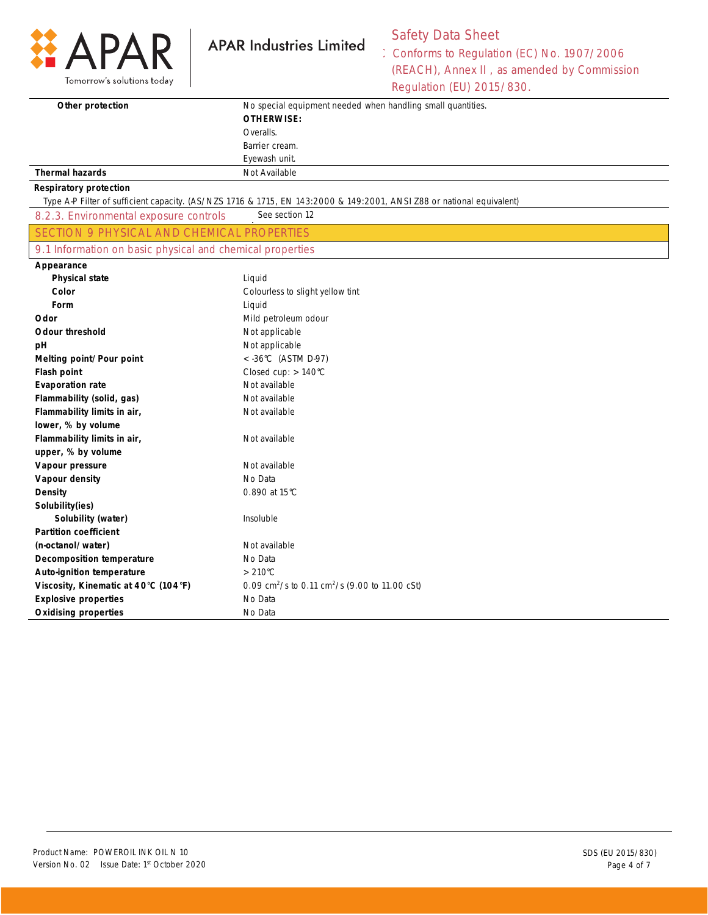| Other protection | No special equipment needed when handling small quantities.<br>**OTHERWISE:**<br>Overalls.<br>Barrier cream.<br>Eyewash unit. |
|---|---|
| **Thermal hazards** | Not Available |

**Respiratory protection**

Type A-P Filter of sufficient capacity. (AS/NZS 1716 & 1715, EN 143:2000 & 149:2001, ANSI Z88 or national equivalent)

### 8.2.3. Environmental exposure controls

See section 12

## SECTION 9 PHYSICAL AND CHEMICAL PROPERTIES

### 9.1 Information on basic physical and chemical properties

| Property | Value |
|---|---|
| **Appearance** | |
| **Physical state** | Liquid |
| **Color** | Colourless to slight yellow tint |
| **Form** | Liquid |
| **Odor** | Mild petroleum odour |
| **Odour threshold** | Not applicable |
| **pH** | Not applicable |
| **Melting point/Pour point** | < -36°C (ASTM D-97) |
| **Flash point** | Closed cup: > 140°C |
| **Evaporation rate** | Not available |
| **Flammability (solid, gas)** | Not available |
| **Flammability limits in air, lower, % by volume** | Not available |
| **Flammability limits in air, upper, % by volume** | Not available |
| **Vapour pressure** | Not available |
| **Vapour density** | No Data |
| **Density** | 0.890 at 15°C |
| **Solubility(ies)** | |
| **Solubility (water)** | Insoluble |
| **Partition coefficient (n-octanol/water)** | Not available |
| **Decomposition temperature** | No Data |
| **Auto-ignition temperature** | > 210°C |
| **Viscosity, Kinematic at 40°C (104°F)** | 0.09 $cm^2/s$ to 0.11 $cm^2/s$ (9.00 to 11.00 cSt) |
| **Explosive properties** | No Data |
| **Oxidising properties** | No Data |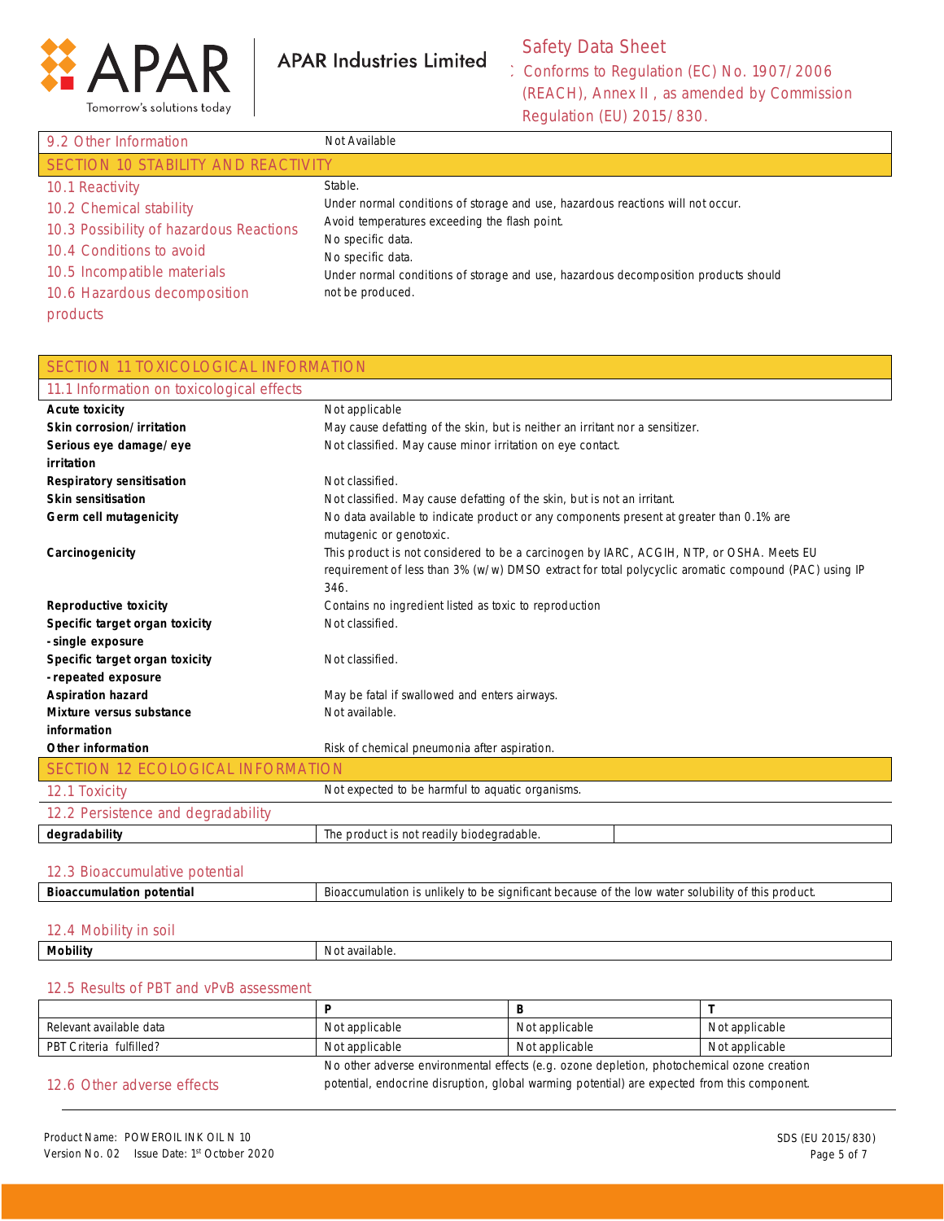| 9.2 Other Information | Not Available |
|---|---|

## SECTION 10 STABILITY AND REACTIVITY

| | |
|---|---|
| 10.1 Reactivity | Stable. |
| 10.2 Chemical stability | Under normal conditions of storage and use, hazardous reactions will not occur. |
| 10.3 Possibility of hazardous Reactions | Avoid temperatures exceeding the flash point. |
| 10.4 Conditions to avoid | No specific data. |
| 10.5 Incompatible materials | No specific data. |
| 10.6 Hazardous decomposition products | Under normal conditions of storage and use, hazardous decomposition products should not be produced. |

## SECTION 11 TOXICOLOGICAL INFORMATION

### 11.1 Information on toxicological effects

| | |
|---|---|
| **Acute toxicity** | Not applicable |
| **Skin corrosion/irritation** | May cause defatting of the skin, but is neither an irritant nor a sensitizer. |
| **Serious eye damage/eye irritation** | Not classified. May cause minor irritation on eye contact. |
| **Respiratory sensitisation** | Not classified. |
| **Skin sensitisation** | Not classified. May cause defatting of the skin, but is not an irritant. |
| **Germ cell mutagenicity** | No data available to indicate product or any components present at greater than 0.1% are mutagenic or genotoxic. |
| **Carcinogenicity** | This product is not considered to be a carcinogen by IARC, ACGIH, NTP, or OSHA. Meets EU requirement of less than 3% (w/w) DMSO extract for total polycyclic aromatic compound (PAC) using IP 346. |
| **Reproductive toxicity** | Contains no ingredient listed as toxic to reproduction |
| **Specific target organ toxicity -single exposure** | Not classified. |
| **Specific target organ toxicity -repeated exposure** | Not classified. |
| **Aspiration hazard** | May be fatal if swallowed and enters airways. |
| **Mixture versus substance information** | Not available. |
| **Other information** | Risk of chemical pneumonia after aspiration. |

## SECTION 12 ECOLOGICAL INFORMATION

| 12.1 Toxicity | Not expected to be harmful to aquatic organisms. |
|---|---|

### 12.2 Persistence and degradability

| **degradability** | The product is not readily biodegradable. | |
|---|---|---|

### 12.3 Bioaccumulative potential

| **Bioaccumulation potential** | Bioaccumulation is unlikely to be significant because of the low water solubility of this product. |
|---|---|

### 12.4 Mobility in soil

| **Mobility** | Not available. |
|---|---|

### 12.5 Results of PBT and vPvB assessment

| | **P** | **B** | **T** |
|---|---|---|---|
| Relevant available data | Not applicable | Not applicable | Not applicable |
| PBT Criteria fulfilled? | Not applicable | Not applicable | Not applicable |

| 12.6 Other adverse effects | No other adverse environmental effects (e.g. ozone depletion, photochemical ozone creation potential, endocrine disruption, global warming potential) are expected from this component. |
|---|---|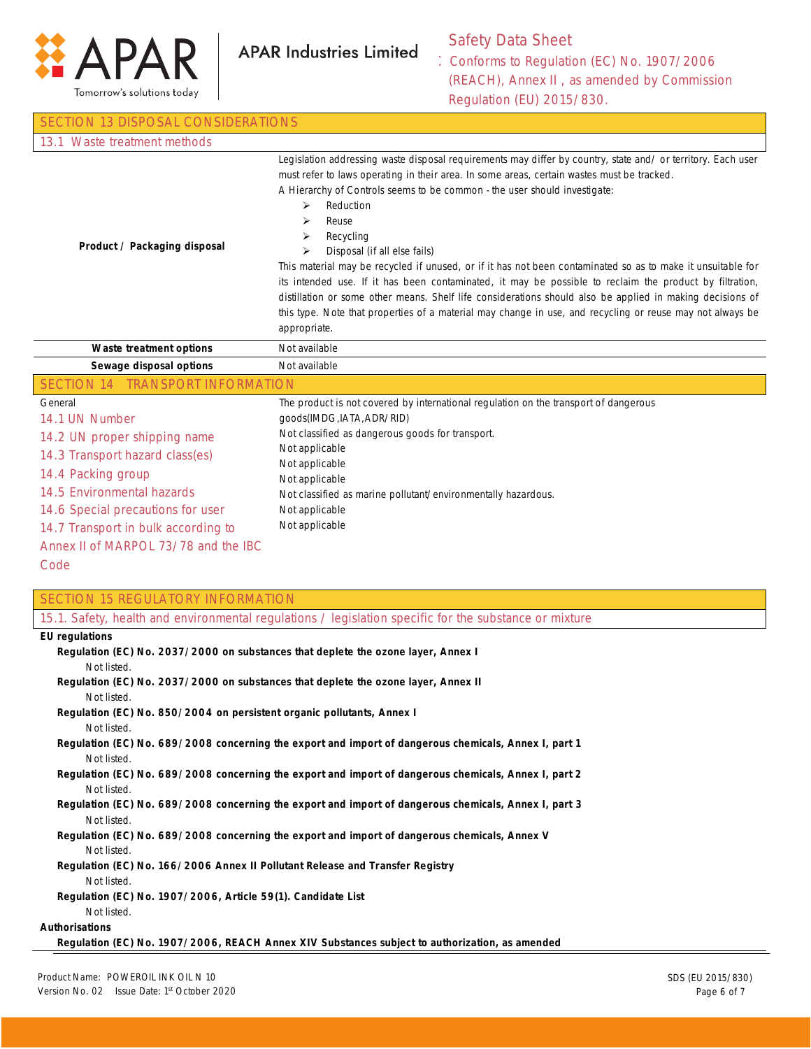## SECTION 13 DISPOSAL CONSIDERATIONS

### 13.1 Waste treatment methods

| | |
|---|---|
| **Product / Packaging disposal** | Legislation addressing waste disposal requirements may differ by country, state and/ or territory. Each user must refer to laws operating in their area. In some areas, certain wastes must be tracked.<br>A Hierarchy of Controls seems to be common - the user should investigate:<br>➢ Reduction<br>➢ Reuse<br>➢ Recycling<br>➢ Disposal (if all else fails)<br>This material may be recycled if unused, or if it has not been contaminated so as to make it unsuitable for its intended use. If it has been contaminated, it may be possible to reclaim the product by filtration, distillation or some other means. Shelf life considerations should also be applied in making decisions of this type. Note that properties of a material may change in use, and recycling or reuse may not always be appropriate. |
| **Waste treatment options** | Not available |
| **Sewage disposal options** | Not available |

## SECTION 14 TRANSPORT INFORMATION

| | |
|---|---|
| General | The product is not covered by international regulation on the transport of dangerous goods(IMDG,IATA,ADR/ RID) |
| 14.1 UN Number | Not classified as dangerous goods for transport. |
| 14.2 UN proper shipping name | Not applicable |
| 14.3 Transport hazard class(es) | Not applicable |
| 14.4 Packing group | Not applicable |
| 14.5 Environmental hazards | Not classified as marine pollutant/ environmentally hazardous. |
| 14.6 Special precautions for user | Not applicable |
| 14.7 Transport in bulk according to Annex II of MARPOL 73/78 and the IBC Code | Not applicable |

## SECTION 15 REGULATORY INFORMATION

### 15.1. Safety, health and environmental regulations / legislation specific for the substance or mixture

**EU regulations**

**Regulation (EC) No. 2037/2000 on substances that deplete the ozone layer, Annex I**

Not listed.

**Regulation (EC) No. 2037/2000 on substances that deplete the ozone layer, Annex II**

Not listed.

**Regulation (EC) No. 850/2004 on persistent organic pollutants, Annex I**

Not listed.

**Regulation (EC) No. 689/2008 concerning the export and import of dangerous chemicals, Annex I, part 1**

Not listed.

**Regulation (EC) No. 689/2008 concerning the export and import of dangerous chemicals, Annex I, part 2**

Not listed.

**Regulation (EC) No. 689/2008 concerning the export and import of dangerous chemicals, Annex I, part 3**

Not listed.

**Regulation (EC) No. 689/2008 concerning the export and import of dangerous chemicals, Annex V**

Not listed.

**Regulation (EC) No. 166/2006 Annex II Pollutant Release and Transfer Registry**

Not listed.

**Regulation (EC) No. 1907/2006, Article 59(1). Candidate List**

Not listed.

**Authorisations**

**Regulation (EC) No. 1907/2006, REACH Annex XIV Substances subject to authorization, as amended**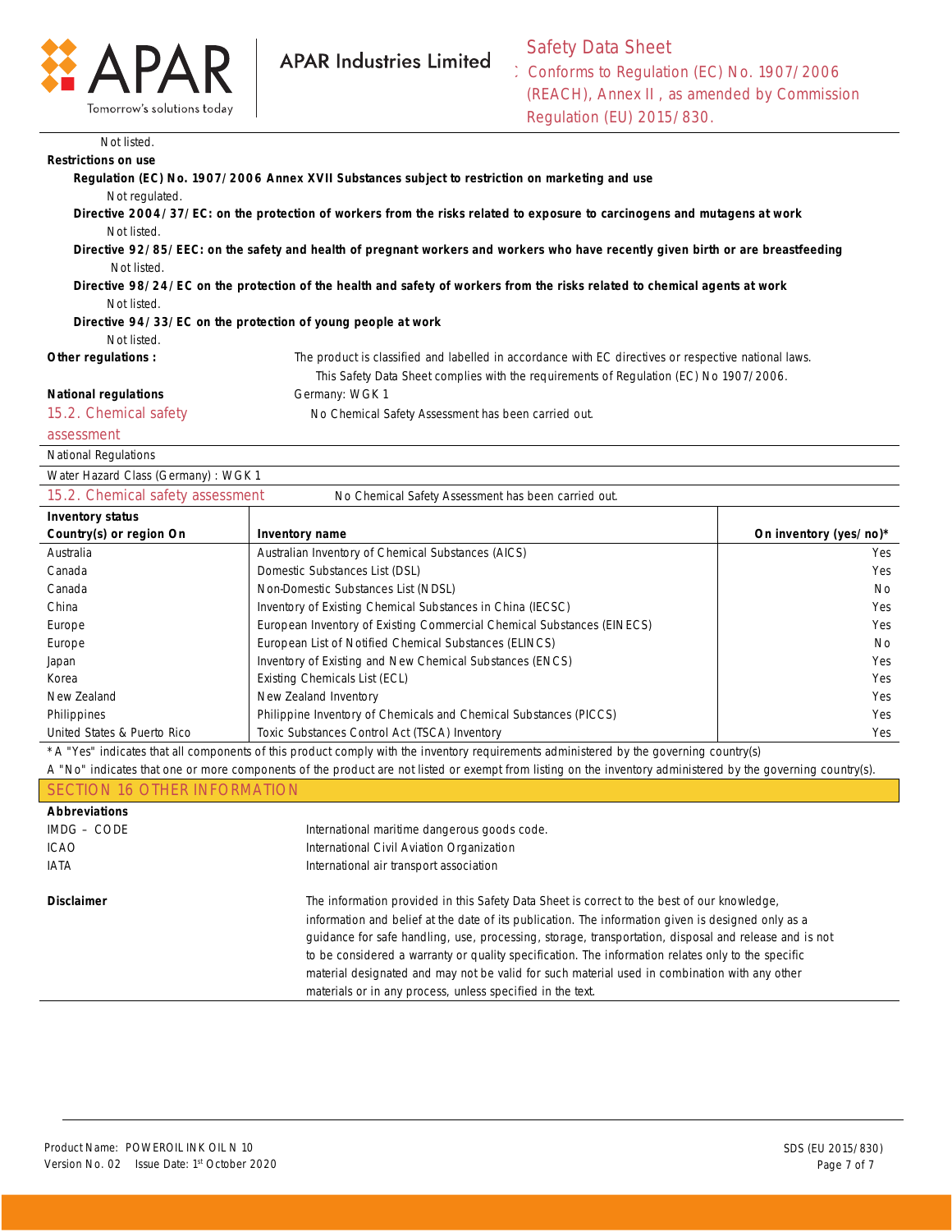Not listed.

**Restrictions on use**

**Regulation (EC) No. 1907/2006 Annex XVII Substances subject to restriction on marketing and use**

Not regulated.

**Directive 2004/37/EC: on the protection of workers from the risks related to exposure to carcinogens and mutagens at work**

Not listed.

**Directive 92/85/EEC: on the safety and health of pregnant workers and workers who have recently given birth or are breastfeeding**

Not listed.

**Directive 98/24/EC on the protection of the health and safety of workers from the risks related to chemical agents at work**

Not listed.

**Directive 94/33/EC on the protection of young people at work**

Not listed.

**Other regulations :** The product is classified and labelled in accordance with EC directives or respective national laws. This Safety Data Sheet complies with the requirements of Regulation (EC) No 1907/2006.

**National regulations** Germany: WGK 1

## 15.2. Chemical safety assessment

No Chemical Safety Assessment has been carried out.

National Regulations

Water Hazard Class (Germany) : WGK 1

## 15.2. Chemical safety assessment

No Chemical Safety Assessment has been carried out.

**Inventory status**

| Country(s) or region On | Inventory name | On inventory (yes/no)* |
|---|---|---|
| Australia | Australian Inventory of Chemical Substances (AICS) | Yes |
| Canada | Domestic Substances List (DSL) | Yes |
| Canada | Non-Domestic Substances List (NDSL) | No |
| China | Inventory of Existing Chemical Substances in China (IECSC) | Yes |
| Europe | European Inventory of Existing Commercial Chemical Substances (EINECS) | Yes |
| Europe | European List of Notified Chemical Substances (ELINCS) | No |
| Japan | Inventory of Existing and New Chemical Substances (ENCS) | Yes |
| Korea | Existing Chemicals List (ECL) | Yes |
| New Zealand | New Zealand Inventory | Yes |
| Philippines | Philippine Inventory of Chemicals and Chemical Substances (PICCS) | Yes |
| United States & Puerto Rico | Toxic Substances Control Act (TSCA) Inventory | Yes |

*A "Yes" indicates that all components of this product comply with the inventory requirements administered by the governing country(s)

A "No" indicates that one or more components of the product are not listed or exempt from listing on the inventory administered by the governing country(s).

## SECTION 16 OTHER INFORMATION

**Abbreviations**

| | |
|---|---|
| IMDG – CODE | International maritime dangerous goods code. |
| ICAO | International Civil Aviation Organization |
| IATA | International air transport association |

**Disclaimer**

The information provided in this Safety Data Sheet is correct to the best of our knowledge, information and belief at the date of its publication. The information given is designed only as a guidance for safe handling, use, processing, storage, transportation, disposal and release and is not to be considered a warranty or quality specification. The information relates only to the specific material designated and may not be valid for such material used in combination with any other materials or in any process, unless specified in the text.